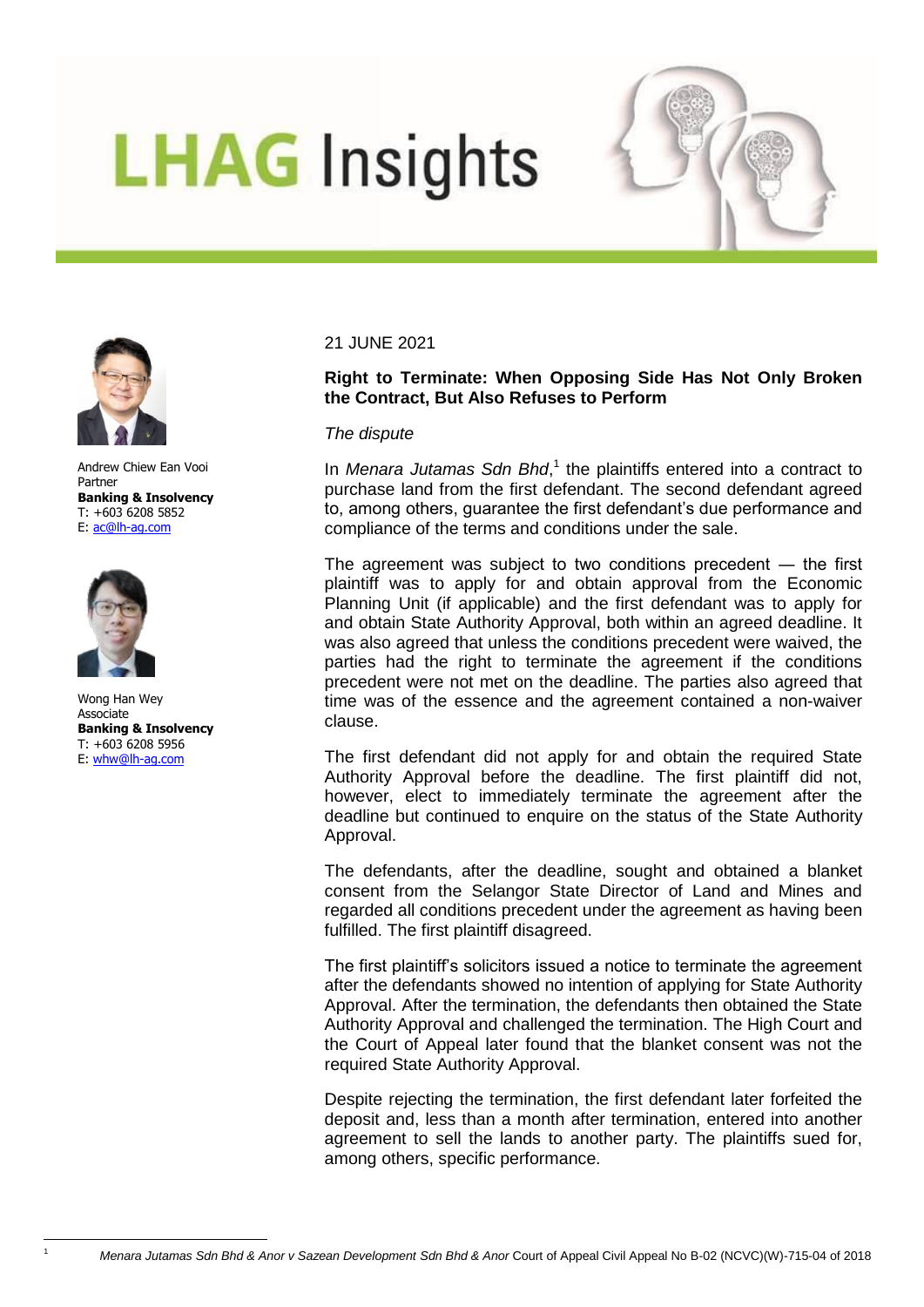# LHAG Insights

Andrew Chiew Ean Vooi
Partner
**Banking & Insolvency**
T: +603 6208 5852
E: ac@lh-ag.com

Wong Han Wey
Associate
**Banking & Insolvency**
T: +603 6208 5956
E: whw@lh-ag.com

21 JUNE 2021

## Right to Terminate: When Opposing Side Has Not Only Broken the Contract, But Also Refuses to Perform

*The dispute*

In *Menara Jutamas Sdn Bhd*,[1] the plaintiffs entered into a contract to purchase land from the first defendant. The second defendant agreed to, among others, guarantee the first defendant's due performance and compliance of the terms and conditions under the sale.

The agreement was subject to two conditions precedent — the first plaintiff was to apply for and obtain approval from the Economic Planning Unit (if applicable) and the first defendant was to apply for and obtain State Authority Approval, both within an agreed deadline. It was also agreed that unless the conditions precedent were waived, the parties had the right to terminate the agreement if the conditions precedent were not met on the deadline. The parties also agreed that time was of the essence and the agreement contained a non-waiver clause.

The first defendant did not apply for and obtain the required State Authority Approval before the deadline. The first plaintiff did not, however, elect to immediately terminate the agreement after the deadline but continued to enquire on the status of the State Authority Approval.

The defendants, after the deadline, sought and obtained a blanket consent from the Selangor State Director of Land and Mines and regarded all conditions precedent under the agreement as having been fulfilled. The first plaintiff disagreed.

The first plaintiff's solicitors issued a notice to terminate the agreement after the defendants showed no intention of applying for State Authority Approval. After the termination, the defendants then obtained the State Authority Approval and challenged the termination. The High Court and the Court of Appeal later found that the blanket consent was not the required State Authority Approval.

Despite rejecting the termination, the first defendant later forfeited the deposit and, less than a month after termination, entered into another agreement to sell the lands to another party. The plaintiffs sued for, among others, specific performance.

[1] *Menara Jutamas Sdn Bhd & Anor v Sazean Development Sdn Bhd & Anor* Court of Appeal Civil Appeal No B-02 (NCVC)(W)-715-04 of 2018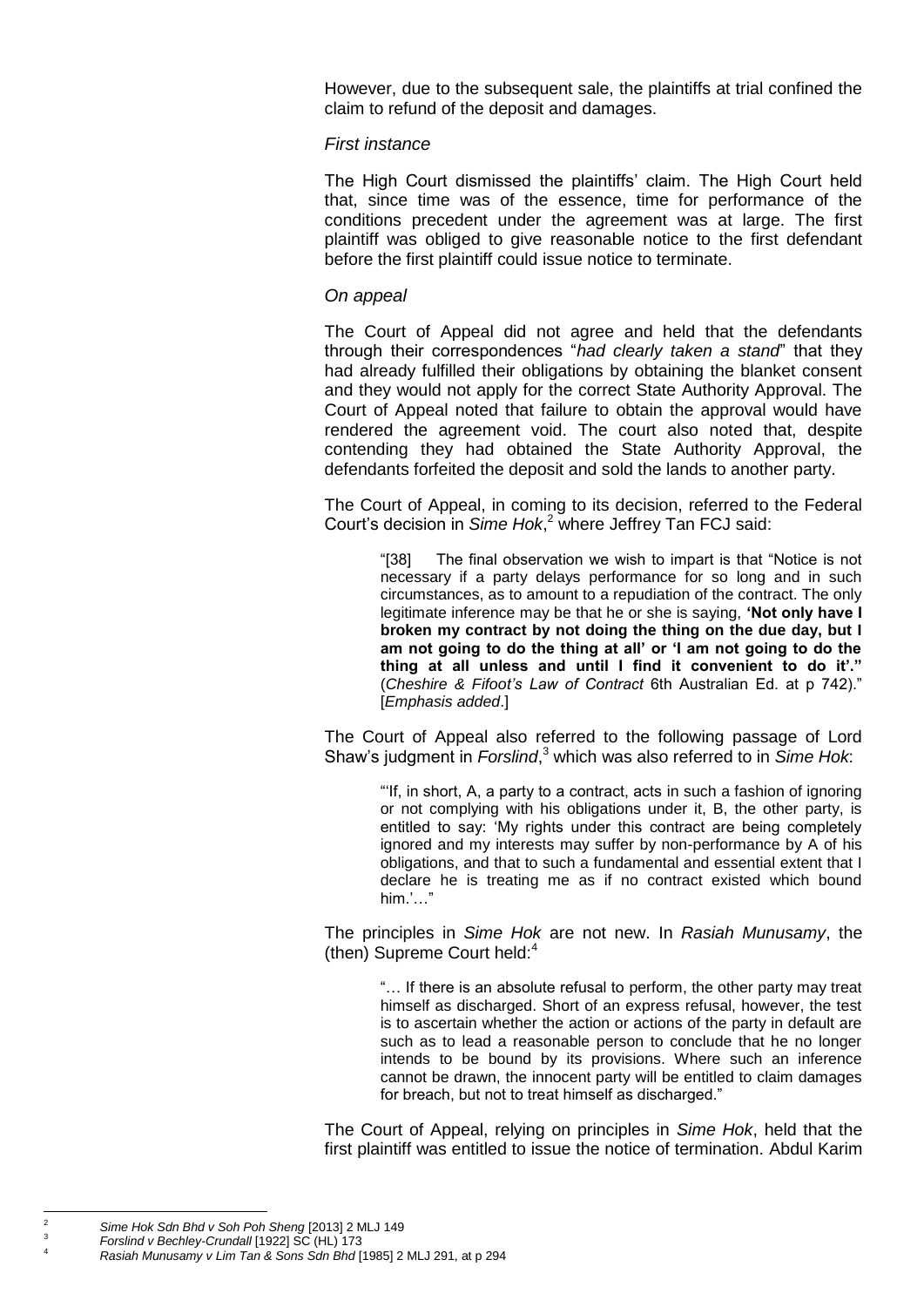However, due to the subsequent sale, the plaintiffs at trial confined the claim to refund of the deposit and damages.

*First instance*

The High Court dismissed the plaintiffs' claim. The High Court held that, since time was of the essence, time for performance of the conditions precedent under the agreement was at large. The first plaintiff was obliged to give reasonable notice to the first defendant before the first plaintiff could issue notice to terminate.

*On appeal*

The Court of Appeal did not agree and held that the defendants through their correspondences "*had clearly taken a stand*" that they had already fulfilled their obligations by obtaining the blanket consent and they would not apply for the correct State Authority Approval. The Court of Appeal noted that failure to obtain the approval would have rendered the agreement void. The court also noted that, despite contending they had obtained the State Authority Approval, the defendants forfeited the deposit and sold the lands to another party.

The Court of Appeal, in coming to its decision, referred to the Federal Court's decision in *Sime Hok*,[2] where Jeffrey Tan FCJ said:

> "[38] The final observation we wish to impart is that "Notice is not necessary if a party delays performance for so long and in such circumstances, as to amount to a repudiation of the contract. The only legitimate inference may be that he or she is saying, **'Not only have I broken my contract by not doing the thing on the due day, but I am not going to do the thing at all' or 'I am not going to do the thing at all unless and until I find it convenient to do it'."** (*Cheshire & Fifoot's Law of Contract* 6th Australian Ed. at p 742)." [*Emphasis added*.]

The Court of Appeal also referred to the following passage of Lord Shaw's judgment in *Forslind*,[3] which was also referred to in *Sime Hok*:

> "'If, in short, A, a party to a contract, acts in such a fashion of ignoring or not complying with his obligations under it, B, the other party, is entitled to say: 'My rights under this contract are being completely ignored and my interests may suffer by non-performance by A of his obligations, and that to such a fundamental and essential extent that I declare he is treating me as if no contract existed which bound him.'…"

The principles in *Sime Hok* are not new. In *Rasiah Munusamy*, the (then) Supreme Court held:[4]

> "… If there is an absolute refusal to perform, the other party may treat himself as discharged. Short of an express refusal, however, the test is to ascertain whether the action or actions of the party in default are such as to lead a reasonable person to conclude that he no longer intends to be bound by its provisions. Where such an inference cannot be drawn, the innocent party will be entitled to claim damages for breach, but not to treat himself as discharged."

The Court of Appeal, relying on principles in *Sime Hok*, held that the first plaintiff was entitled to issue the notice of termination. Abdul Karim

---

[2] *Sime Hok Sdn Bhd v Soh Poh Sheng* [2013] 2 MLJ 149

[3] *Forslind v Bechley-Crundall* [1922] SC (HL) 173

[4] *Rasiah Munusamy v Lim Tan & Sons Sdn Bhd* [1985] 2 MLJ 291, at p 294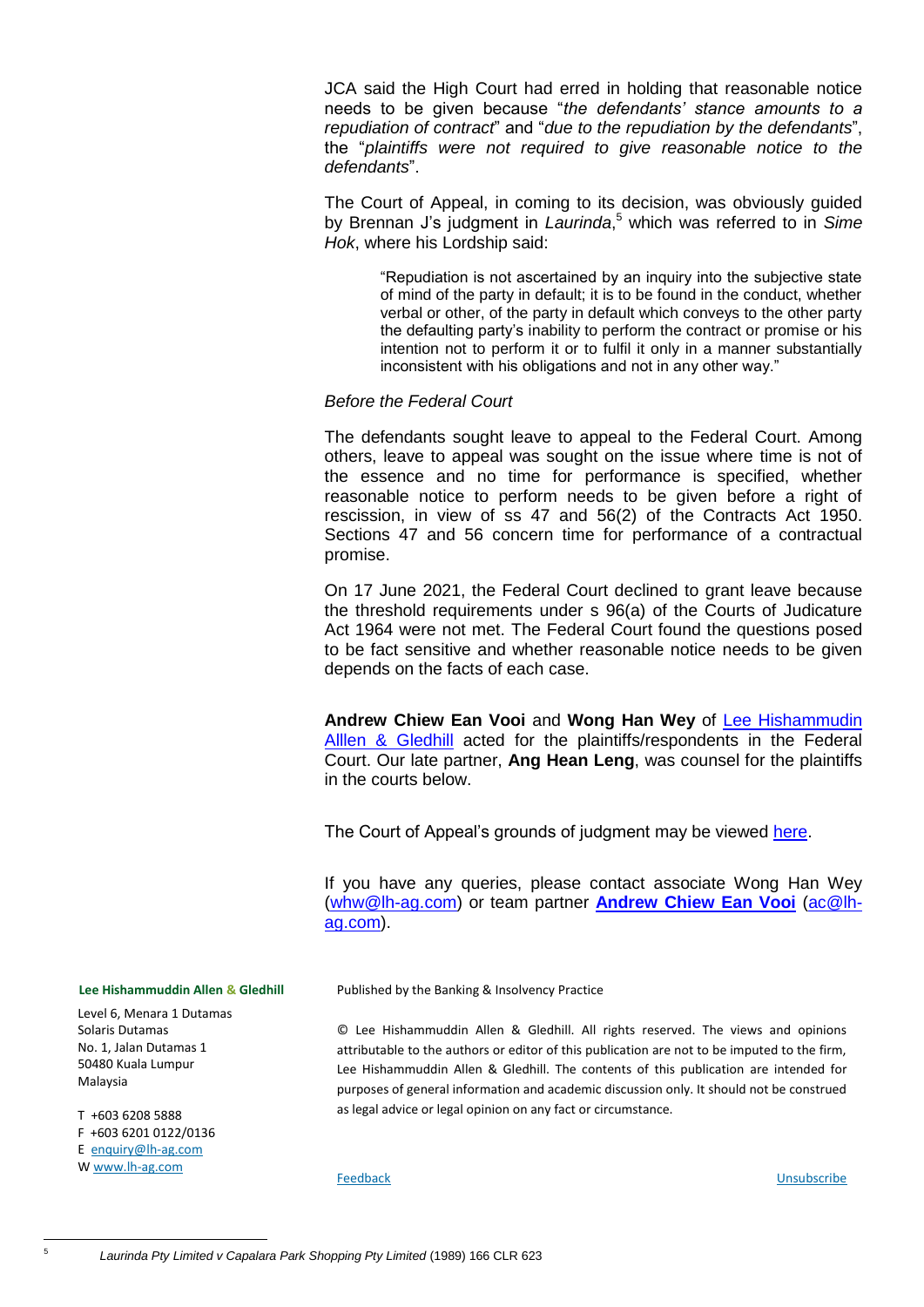JCA said the High Court had erred in holding that reasonable notice needs to be given because "*the defendants' stance amounts to a repudiation of contract*" and "*due to the repudiation by the defendants*", the "*plaintiffs were not required to give reasonable notice to the defendants*".

The Court of Appeal, in coming to its decision, was obviously guided by Brennan J's judgment in *Laurinda*,[5] which was referred to in *Sime Hok*, where his Lordship said:

> "Repudiation is not ascertained by an inquiry into the subjective state of mind of the party in default; it is to be found in the conduct, whether verbal or other, of the party in default which conveys to the other party the defaulting party's inability to perform the contract or promise or his intention not to perform it or to fulfil it only in a manner substantially inconsistent with his obligations and not in any other way."

*Before the Federal Court*

The defendants sought leave to appeal to the Federal Court. Among others, leave to appeal was sought on the issue where time is not of the essence and no time for performance is specified, whether reasonable notice to perform needs to be given before a right of rescission, in view of ss 47 and 56(2) of the Contracts Act 1950. Sections 47 and 56 concern time for performance of a contractual promise.

On 17 June 2021, the Federal Court declined to grant leave because the threshold requirements under s 96(a) of the Courts of Judicature Act 1964 were not met. The Federal Court found the questions posed to be fact sensitive and whether reasonable notice needs to be given depends on the facts of each case.

**Andrew Chiew Ean Vooi** and **Wong Han Wey** of Lee Hishammudin Alllen & Gledhill acted for the plaintiffs/respondents in the Federal Court. Our late partner, **Ang Hean Leng**, was counsel for the plaintiffs in the courts below.

The Court of Appeal's grounds of judgment may be viewed here.

If you have any queries, please contact associate Wong Han Wey (whw@lh-ag.com) or team partner **Andrew Chiew Ean Vooi** (ac@lh-ag.com).

**Lee Hishammuddin Allen & Gledhill**

Level 6, Menara 1 Dutamas
Solaris Dutamas
No. 1, Jalan Dutamas 1
50480 Kuala Lumpur
Malaysia

T +603 6208 5888
F +603 6201 0122/0136
E enquiry@lh-ag.com
W www.lh-ag.com

Published by the Banking & Insolvency Practice

© Lee Hishammuddin Allen & Gledhill. All rights reserved. The views and opinions attributable to the authors or editor of this publication are not to be imputed to the firm, Lee Hishammuddin Allen & Gledhill. The contents of this publication are intended for purposes of general information and academic discussion only. It should not be construed as legal advice or legal opinion on any fact or circumstance.

Feedback

Unsubscribe

[5] *Laurinda Pty Limited v Capalara Park Shopping Pty Limited* (1989) 166 CLR 623